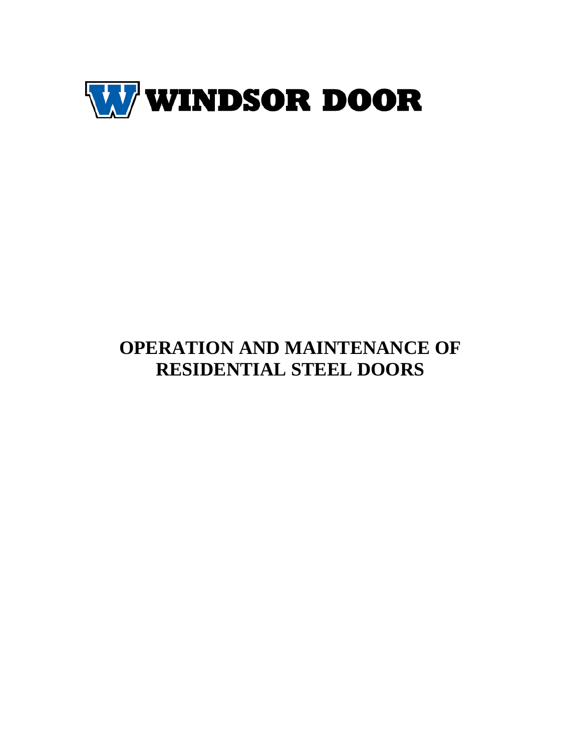WINDSOR DOOR

# OPERATION AND MAINTENANCE OF RESIDENTIAL STEEL DOORS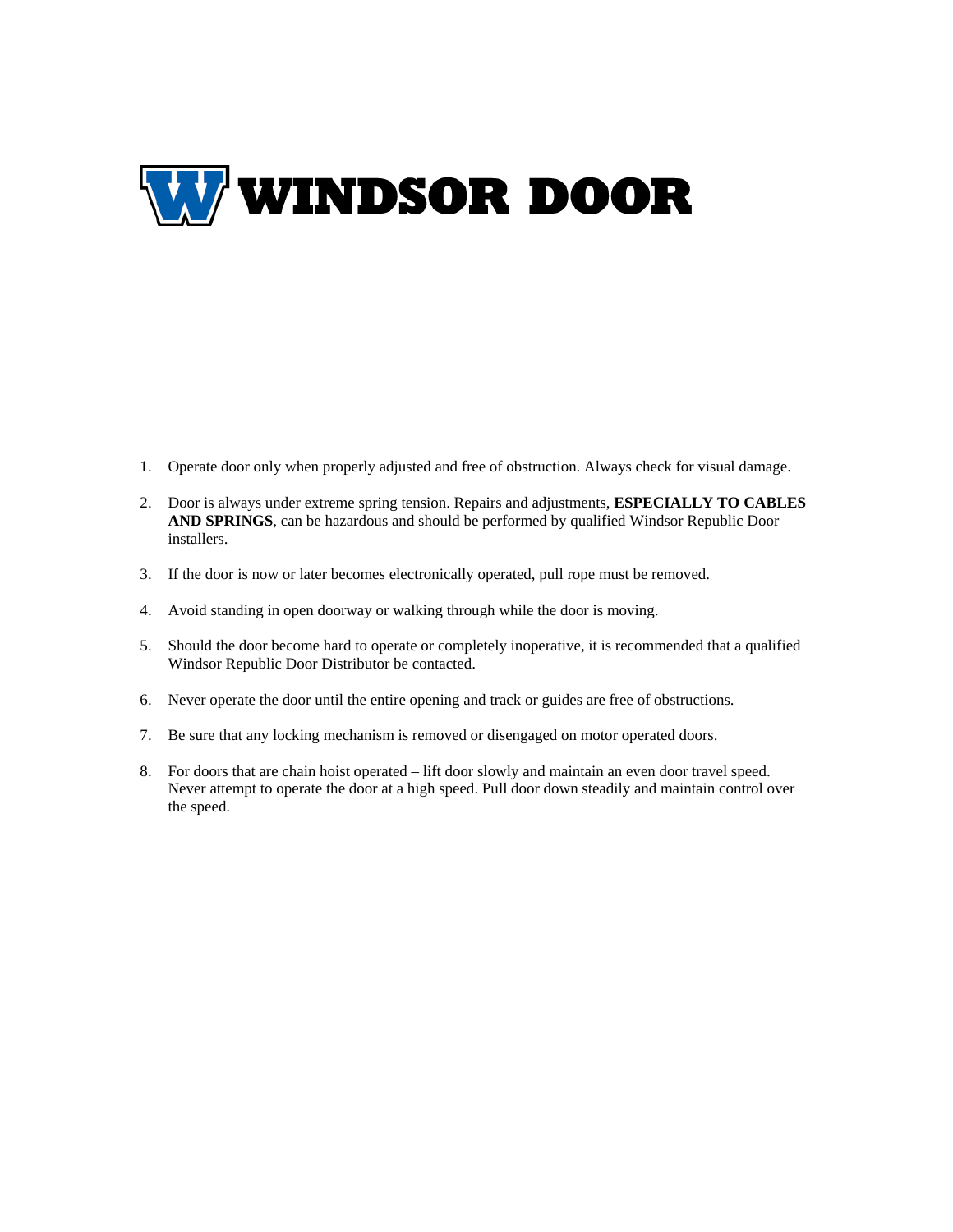# WINDSOR DOOR

1. Operate door only when properly adjusted and free of obstruction. Always check for visual damage.

2. Door is always under extreme spring tension. Repairs and adjustments, **ESPECIALLY TO CABLES AND SPRINGS**, can be hazardous and should be performed by qualified Windsor Republic Door installers.

3. If the door is now or later becomes electronically operated, pull rope must be removed.

4. Avoid standing in open doorway or walking through while the door is moving.

5. Should the door become hard to operate or completely inoperative, it is recommended that a qualified Windsor Republic Door Distributor be contacted.

6. Never operate the door until the entire opening and track or guides are free of obstructions.

7. Be sure that any locking mechanism is removed or disengaged on motor operated doors.

8. For doors that are chain hoist operated – lift door slowly and maintain an even door travel speed. Never attempt to operate the door at a high speed. Pull door down steadily and maintain control over the speed.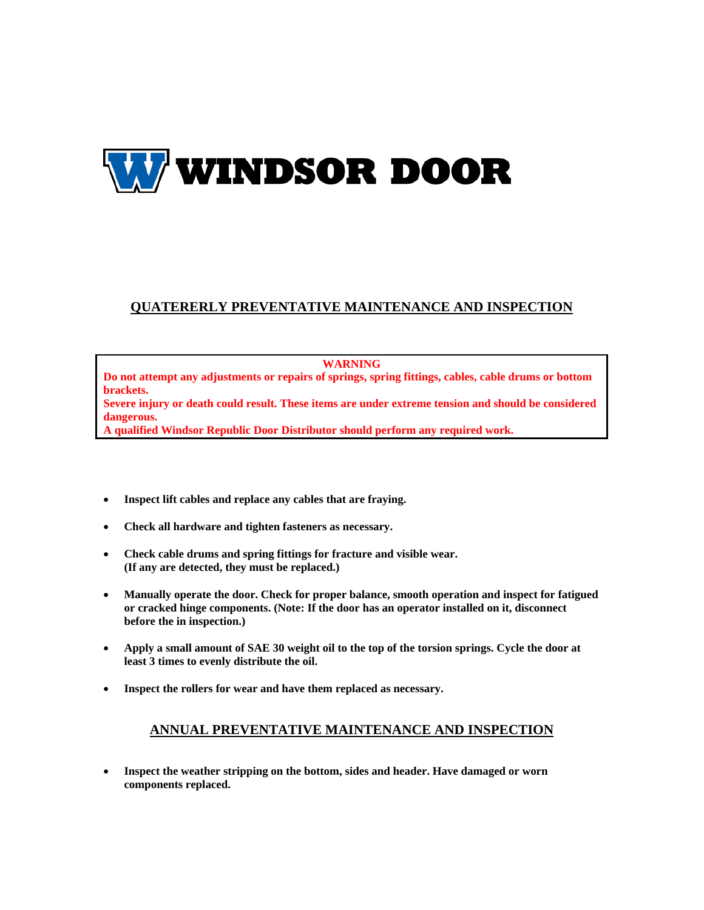# WINDSOR DOOR

## QUATERERLY PREVENTATIVE MAINTENANCE AND INSPECTION

**WARNING**
**Do not attempt any adjustments or repairs of springs, spring fittings, cables, cable drums or bottom brackets.**
**Severe injury or death could result. These items are under extreme tension and should be considered dangerous.**
**A qualified Windsor Republic Door Distributor should perform any required work.**

- **Inspect lift cables and replace any cables that are fraying.**
- **Check all hardware and tighten fasteners as necessary.**
- **Check cable drums and spring fittings for fracture and visible wear. (If any are detected, they must be replaced.)**
- **Manually operate the door. Check for proper balance, smooth operation and inspect for fatigued or cracked hinge components. (Note: If the door has an operator installed on it, disconnect before the in inspection.)**
- **Apply a small amount of SAE 30 weight oil to the top of the torsion springs. Cycle the door at least 3 times to evenly distribute the oil.**
- **Inspect the rollers for wear and have them replaced as necessary.**

## ANNUAL PREVENTATIVE MAINTENANCE AND INSPECTION

- **Inspect the weather stripping on the bottom, sides and header. Have damaged or worn components replaced.**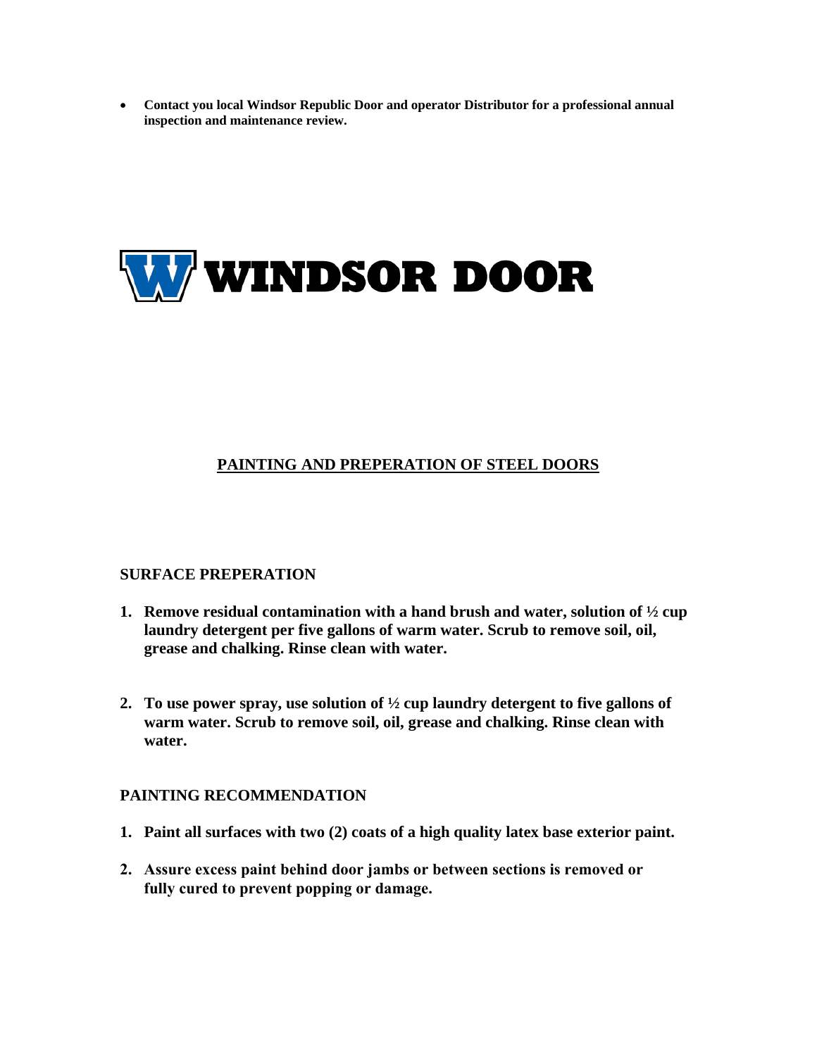- **Contact you local Windsor Republic Door and operator Distributor for a professional annual inspection and maintenance review.**

# WINDSOR DOOR

## PAINTING AND PREPERATION OF STEEL DOORS

### SURFACE PREPERATION

1. **Remove residual contamination with a hand brush and water, solution of ½ cup laundry detergent per five gallons of warm water. Scrub to remove soil, oil, grease and chalking. Rinse clean with water.**

2. **To use power spray, use solution of ½ cup laundry detergent to five gallons of warm water. Scrub to remove soil, oil, grease and chalking. Rinse clean with water.**

### PAINTING RECOMMENDATION

1. **Paint all surfaces with two (2) coats of a high quality latex base exterior paint.**

2. **Assure excess paint behind door jambs or between sections is removed or fully cured to prevent popping or damage.**